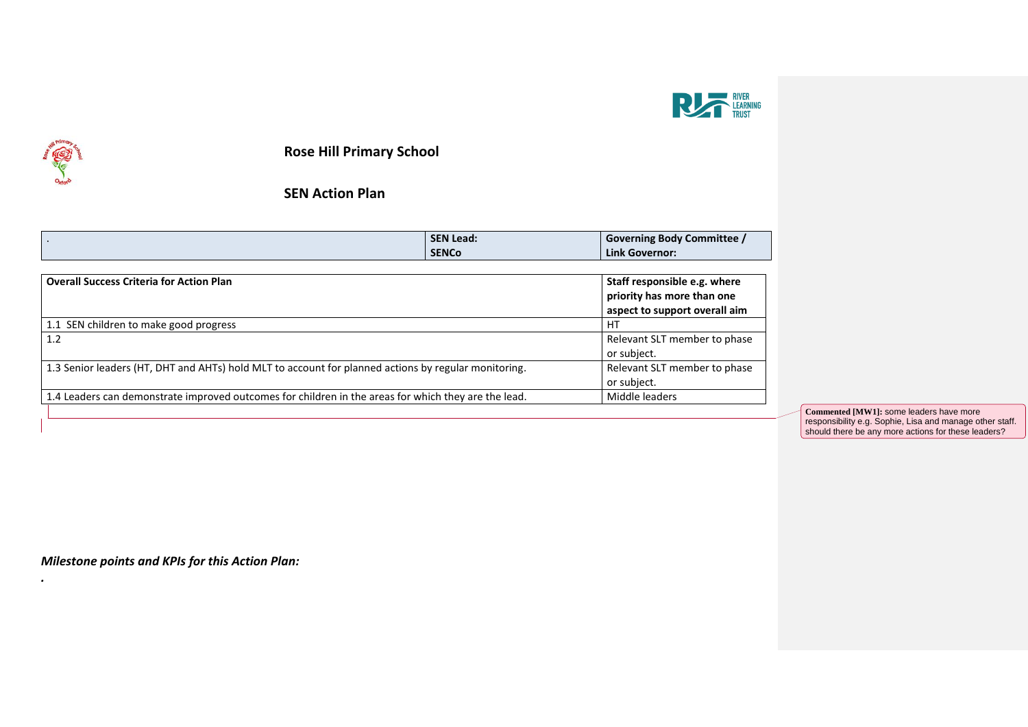# Rose Hill Primary School

## SEN Action Plan

| . | SEN Lead: SENCo | Governing Body Committee / Link Governor: |
|---|---|---|

| Overall Success Criteria for Action Plan | Staff responsible e.g. where priority has more than one aspect to support overall aim |
|---|---|
| 1.1 SEN children to make good progress | HT |
| 1.2 | Relevant SLT member to phase or subject. |
| 1.3 Senior leaders (HT, DHT and AHTs) hold MLT to account for planned actions by regular monitoring. | Relevant SLT member to phase or subject. |
| 1.4 Leaders can demonstrate improved outcomes for children in the areas for which they are the lead. | Middle leaders |

**Commented [MW1]:** some leaders have more responsibility e.g. Sophie, Lisa and manage other staff. should there be any more actions for these leaders?

***Milestone points and KPIs for this Action Plan:***

.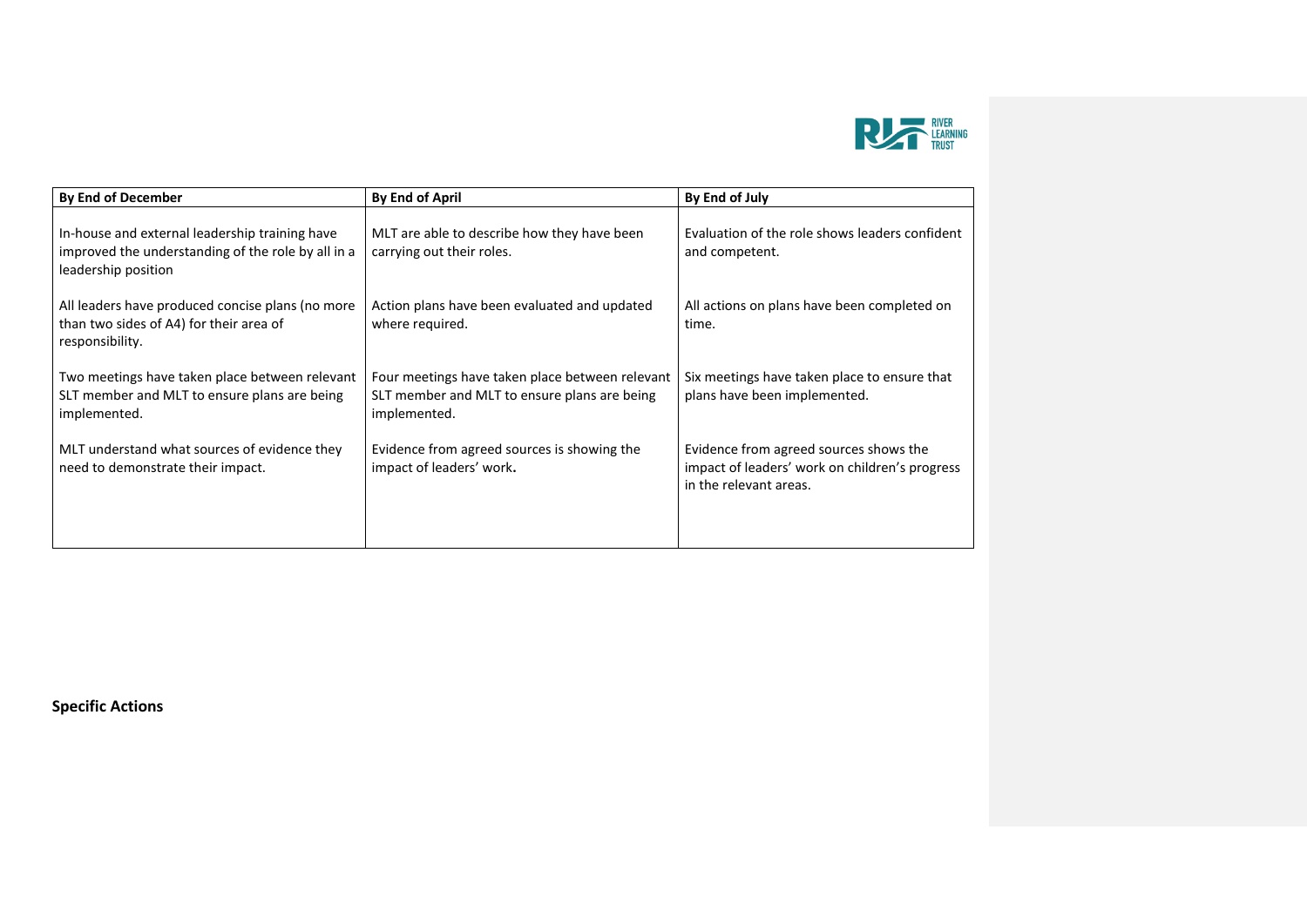| By End of December | By End of April | By End of July |
| --- | --- | --- |
| In-house and external leadership training have improved the understanding of the role by all in a leadership position | MLT are able to describe how they have been carrying out their roles. | Evaluation of the role shows leaders confident and competent. |
| All leaders have produced concise plans (no more than two sides of A4) for their area of responsibility. | Action plans have been evaluated and updated where required. | All actions on plans have been completed on time. |
| Two meetings have taken place between relevant SLT member and MLT to ensure plans are being implemented. | Four meetings have taken place between relevant SLT member and MLT to ensure plans are being implemented. | Six meetings have taken place to ensure that plans have been implemented. |
| MLT understand what sources of evidence they need to demonstrate their impact. | Evidence from agreed sources is showing the impact of leaders' work**.** | Evidence from agreed sources shows the impact of leaders' work on children's progress in the relevant areas. |

**Specific Actions**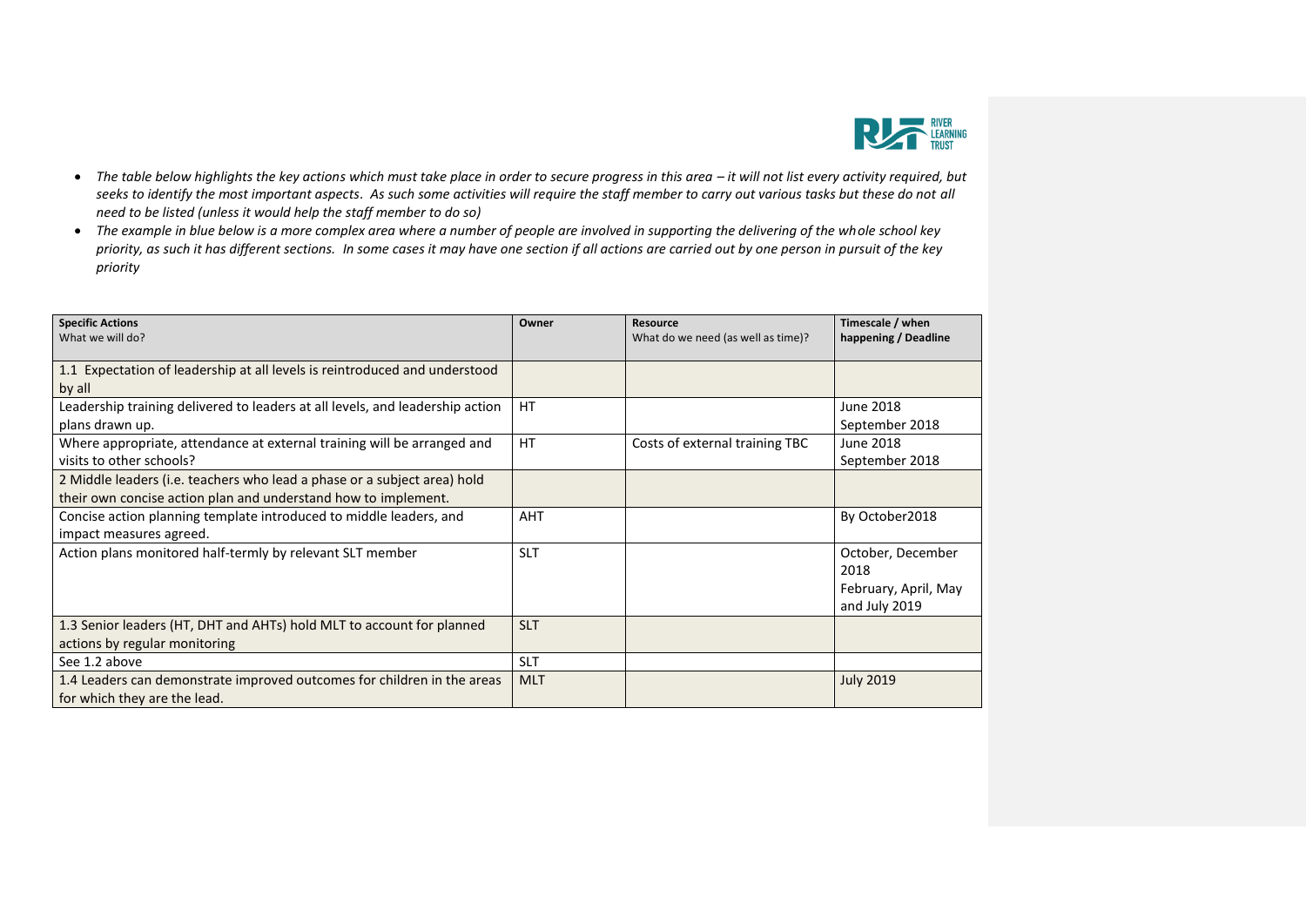- *The table below highlights the key actions which must take place in order to secure progress in this area – it will not list every activity required, but seeks to identify the most important aspects. As such some activities will require the staff member to carry out various tasks but these do not all need to be listed (unless it would help the staff member to do so)*
- *The example in blue below is a more complex area where a number of people are involved in supporting the delivering of the whole school key priority, as such it has different sections. In some cases it may have one section if all actions are carried out by one person in pursuit of the key priority*

| **Specific Actions** What we will do? | **Owner** | **Resource** What do we need (as well as time)? | **Timescale / when happening / Deadline** |
|---|---|---|---|
| 1.1 Expectation of leadership at all levels is reintroduced and understood by all | | | |
| Leadership training delivered to leaders at all levels, and leadership action plans drawn up. | HT | | June 2018 September 2018 |
| Where appropriate, attendance at external training will be arranged and visits to other schools? | HT | Costs of external training TBC | June 2018 September 2018 |
| 2 Middle leaders (i.e. teachers who lead a phase or a subject area) hold their own concise action plan and understand how to implement. | | | |
| Concise action planning template introduced to middle leaders, and impact measures agreed. | AHT | | By October2018 |
| Action plans monitored half-termly by relevant SLT member | SLT | | October, December 2018 February, April, May and July 2019 |
| 1.3 Senior leaders (HT, DHT and AHTs) hold MLT to account for planned actions by regular monitoring | SLT | | |
| See 1.2 above | SLT | | |
| 1.4 Leaders can demonstrate improved outcomes for children in the areas for which they are the lead. | MLT | | July 2019 |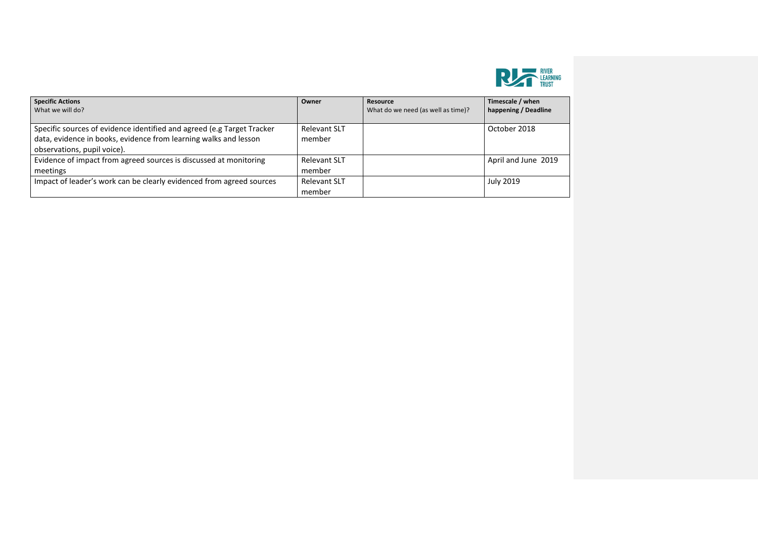| **Specific Actions**<br>What we will do? | **Owner** | **Resource**<br>What do we need (as well as time)? | **Timescale / when happening / Deadline** |
|---|---|---|---|
| Specific sources of evidence identified and agreed (e.g Target Tracker data, evidence in books, evidence from learning walks and lesson observations, pupil voice). | Relevant SLT member | | October 2018 |
| Evidence of impact from agreed sources is discussed at monitoring meetings | Relevant SLT member | | April and June 2019 |
| Impact of leader's work can be clearly evidenced from agreed sources | Relevant SLT member | | July 2019 |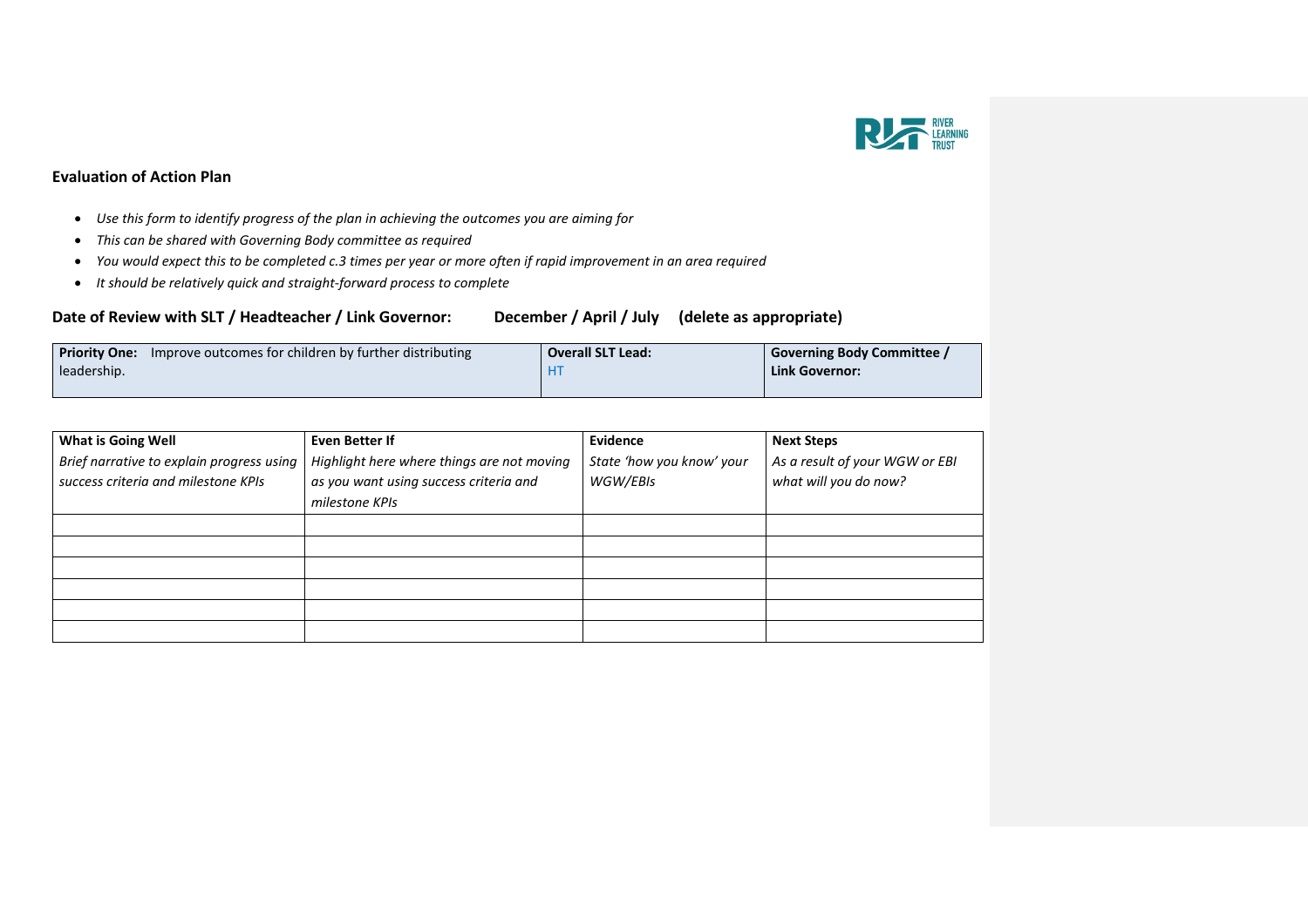**Evaluation of Action Plan**

- *Use this form to identify progress of the plan in achieving the outcomes you are aiming for*
- *This can be shared with Governing Body committee as required*
- *You would expect this to be completed c.3 times per year or more often if rapid improvement in an area required*
- *It should be relatively quick and straight-forward process to complete*

**Date of Review with SLT / Headteacher / Link Governor: December / April / July (delete as appropriate)**

| | | |
|---|---|---|
| **Priority One:** Improve outcomes for children by further distributing leadership. | **Overall SLT Lead:** HT | **Governing Body Committee / Link Governor:** |

| **What is Going Well** *Brief narrative to explain progress using success criteria and milestone KPIs* | **Even Better If** *Highlight here where things are not moving as you want using success criteria and milestone KPIs* | **Evidence** *State 'how you know' your WGW/EBIs* | **Next Steps** *As a result of your WGW or EBI what will you do now?* |
|---|---|---|---|
| | | | |
| | | | |
| | | | |
| | | | |
| | | | |
| | | | |